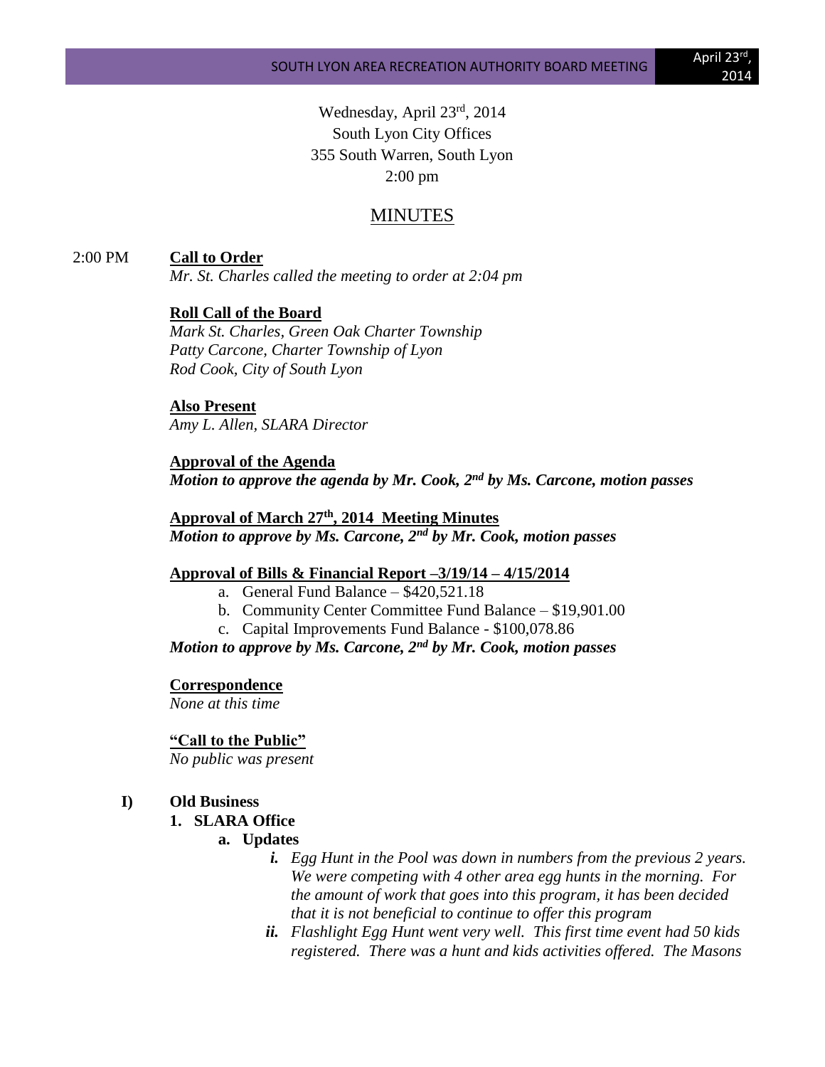Wednesday, April 23rd, 2014
South Lyon City Offices
355 South Warren, South Lyon
2:00 pm

# MINUTES

2:00 PM **Call to Order**

*Mr. St. Charles called the meeting to order at 2:04 pm*

**Roll Call of the Board**

*Mark St. Charles, Green Oak Charter Township*
*Patty Carcone, Charter Township of Lyon*
*Rod Cook, City of South Lyon*

**Also Present**

*Amy L. Allen, SLARA Director*

**Approval of the Agenda**

***Motion to approve the agenda by Mr. Cook, 2nd by Ms. Carcone, motion passes***

**Approval of March 27th, 2014 Meeting Minutes**

***Motion to approve by Ms. Carcone, 2nd by Mr. Cook, motion passes***

**Approval of Bills & Financial Report –3/19/14 – 4/15/2014**

a. General Fund Balance – $420,521.18
b. Community Center Committee Fund Balance – $19,901.00
c. Capital Improvements Fund Balance - $100,078.86

***Motion to approve by Ms. Carcone, 2nd by Mr. Cook, motion passes***

**Correspondence**

*None at this time*

**"Call to the Public"**

*No public was present*

**I) Old Business**

**1. SLARA Office**

**a. Updates**

***i.*** *Egg Hunt in the Pool was down in numbers from the previous 2 years. We were competing with 4 other area egg hunts in the morning. For the amount of work that goes into this program, it has been decided that it is not beneficial to continue to offer this program*

***ii.*** *Flashlight Egg Hunt went very well. This first time event had 50 kids registered. There was a hunt and kids activities offered. The Masons*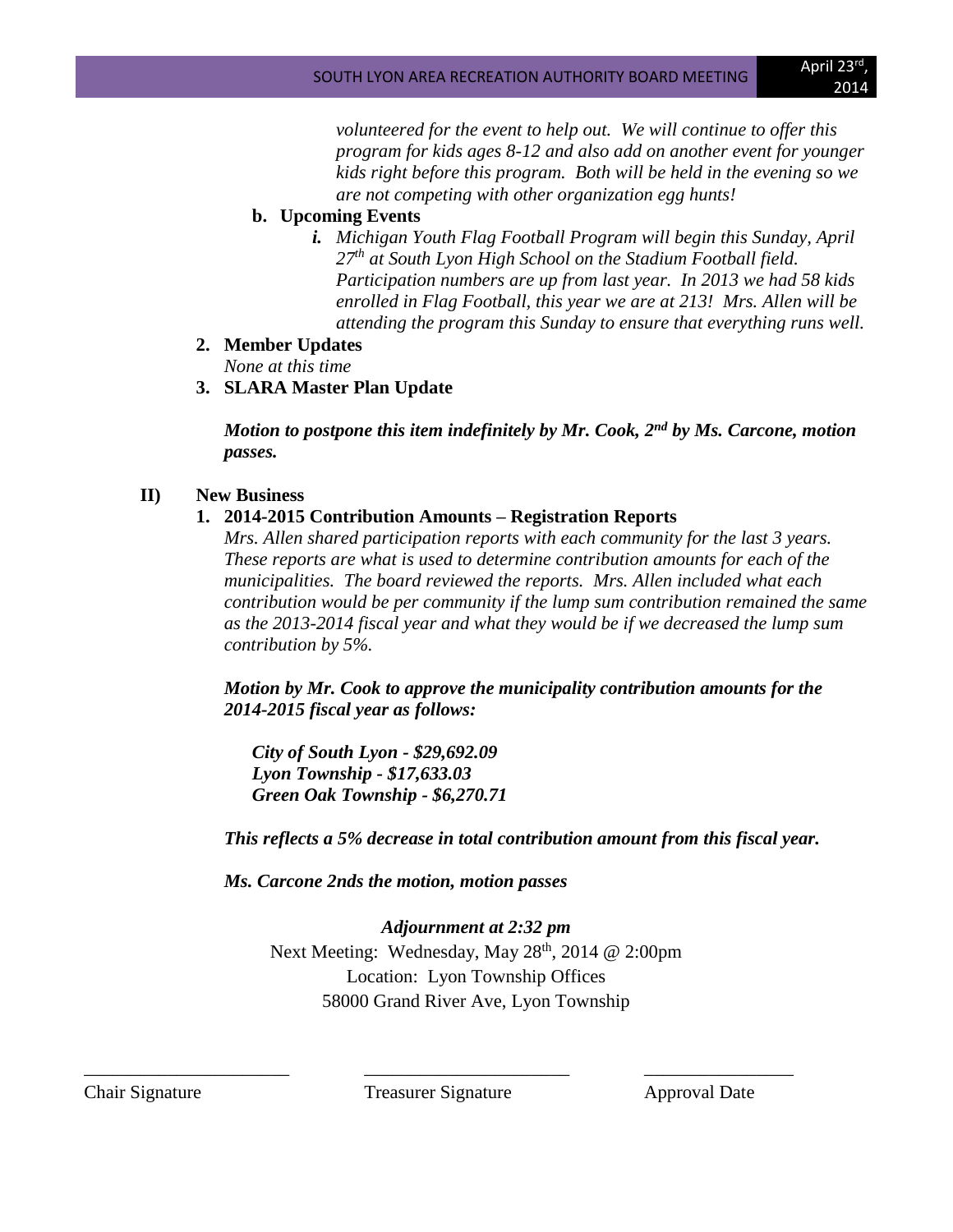*volunteered for the event to help out. We will continue to offer this program for kids ages 8-12 and also add on another event for younger kids right before this program. Both will be held in the evening so we are not competing with other organization egg hunts!*

**b. Upcoming Events**

i. *Michigan Youth Flag Football Program will begin this Sunday, April 27th at South Lyon High School on the Stadium Football field. Participation numbers are up from last year. In 2013 we had 58 kids enrolled in Flag Football, this year we are at 213! Mrs. Allen will be attending the program this Sunday to ensure that everything runs well.*

**2. Member Updates**

*None at this time*

**3. SLARA Master Plan Update**

***Motion to postpone this item indefinitely by Mr. Cook, 2nd by Ms. Carcone, motion passes.***

## II) New Business

**1. 2014-2015 Contribution Amounts – Registration Reports**

*Mrs. Allen shared participation reports with each community for the last 3 years. These reports are what is used to determine contribution amounts for each of the municipalities. The board reviewed the reports. Mrs. Allen included what each contribution would be per community if the lump sum contribution remained the same as the 2013-2014 fiscal year and what they would be if we decreased the lump sum contribution by 5%.*

***Motion by Mr. Cook to approve the municipality contribution amounts for the 2014-2015 fiscal year as follows:***

***City of South Lyon - $29,692.09***
***Lyon Township - $17,633.03***
***Green Oak Township - $6,270.71***

***This reflects a 5% decrease in total contribution amount from this fiscal year.***

***Ms. Carcone 2nds the motion, motion passes***

***Adjournment at 2:32 pm***

Next Meeting: Wednesday, May 28th, 2014 @ 2:00pm
Location: Lyon Township Offices
58000 Grand River Ave, Lyon Township

______________________ ______________________ ________________

Chair Signature Treasurer Signature Approval Date